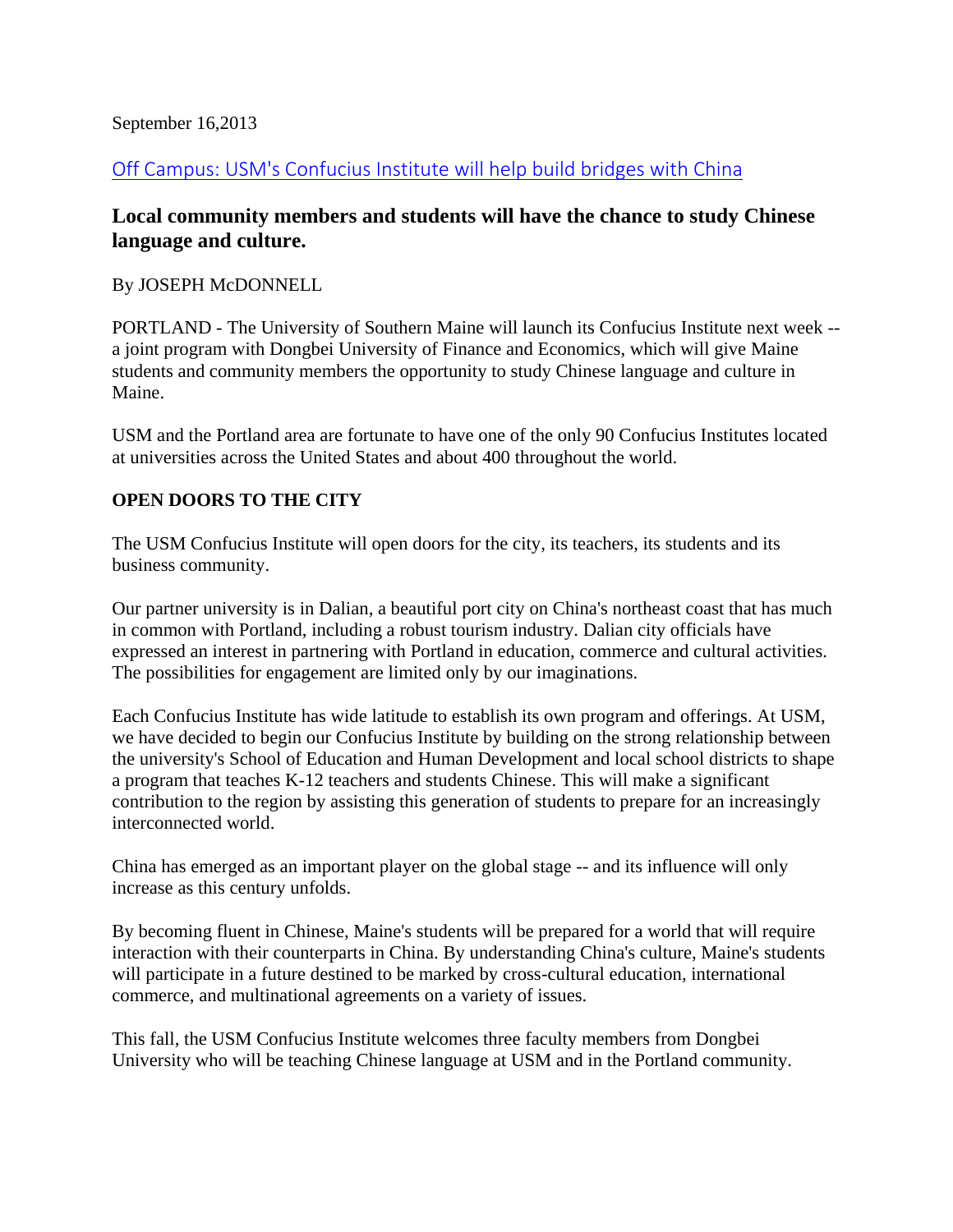September 16,2013

[Off Campus: USM's Confucius Institute will help build bridges with China]

## Local community members and students will have the chance to study Chinese language and culture.

By JOSEPH McDONNELL

PORTLAND - The University of Southern Maine will launch its Confucius Institute next week -- a joint program with Dongbei University of Finance and Economics, which will give Maine students and community members the opportunity to study Chinese language and culture in Maine.

USM and the Portland area are fortunate to have one of the only 90 Confucius Institutes located at universities across the United States and about 400 throughout the world.

**OPEN DOORS TO THE CITY**

The USM Confucius Institute will open doors for the city, its teachers, its students and its business community.

Our partner university is in Dalian, a beautiful port city on China's northeast coast that has much in common with Portland, including a robust tourism industry. Dalian city officials have expressed an interest in partnering with Portland in education, commerce and cultural activities. The possibilities for engagement are limited only by our imaginations.

Each Confucius Institute has wide latitude to establish its own program and offerings. At USM, we have decided to begin our Confucius Institute by building on the strong relationship between the university's School of Education and Human Development and local school districts to shape a program that teaches K-12 teachers and students Chinese. This will make a significant contribution to the region by assisting this generation of students to prepare for an increasingly interconnected world.

China has emerged as an important player on the global stage -- and its influence will only increase as this century unfolds.

By becoming fluent in Chinese, Maine's students will be prepared for a world that will require interaction with their counterparts in China. By understanding China's culture, Maine's students will participate in a future destined to be marked by cross-cultural education, international commerce, and multinational agreements on a variety of issues.

This fall, the USM Confucius Institute welcomes three faculty members from Dongbei University who will be teaching Chinese language at USM and in the Portland community.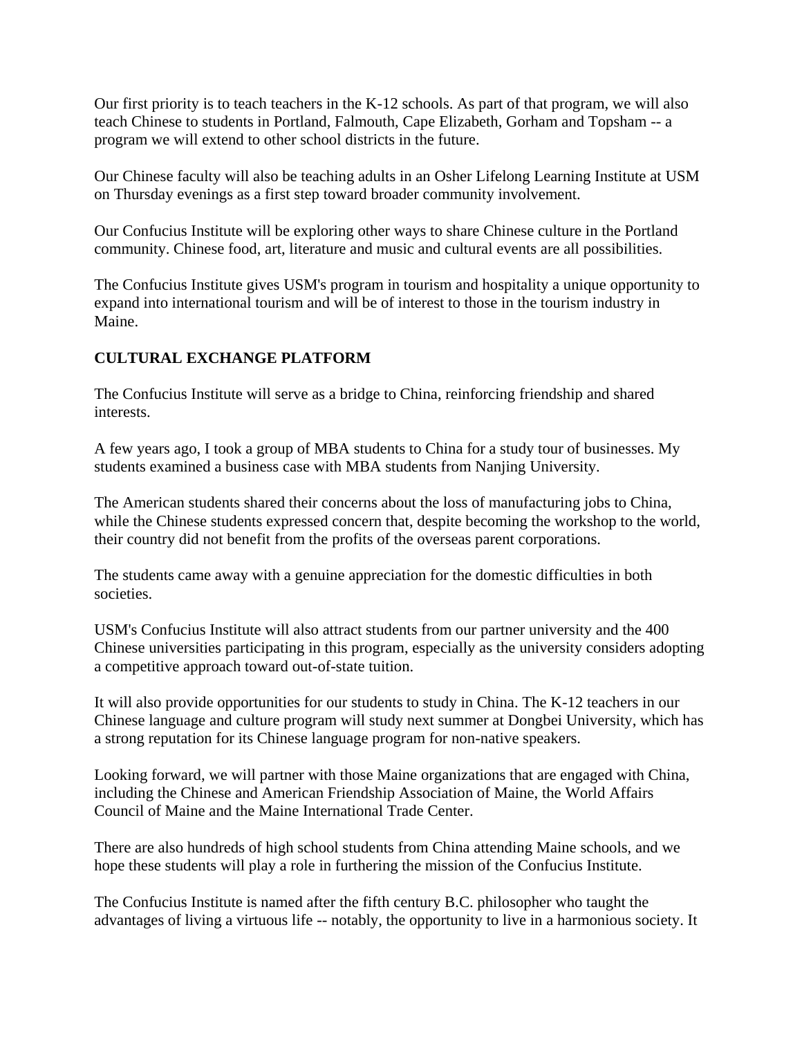Our first priority is to teach teachers in the K-12 schools. As part of that program, we will also teach Chinese to students in Portland, Falmouth, Cape Elizabeth, Gorham and Topsham -- a program we will extend to other school districts in the future.

Our Chinese faculty will also be teaching adults in an Osher Lifelong Learning Institute at USM on Thursday evenings as a first step toward broader community involvement.

Our Confucius Institute will be exploring other ways to share Chinese culture in the Portland community. Chinese food, art, literature and music and cultural events are all possibilities.

The Confucius Institute gives USM's program in tourism and hospitality a unique opportunity to expand into international tourism and will be of interest to those in the tourism industry in Maine.

**CULTURAL EXCHANGE PLATFORM**

The Confucius Institute will serve as a bridge to China, reinforcing friendship and shared interests.

A few years ago, I took a group of MBA students to China for a study tour of businesses. My students examined a business case with MBA students from Nanjing University.

The American students shared their concerns about the loss of manufacturing jobs to China, while the Chinese students expressed concern that, despite becoming the workshop to the world, their country did not benefit from the profits of the overseas parent corporations.

The students came away with a genuine appreciation for the domestic difficulties in both societies.

USM's Confucius Institute will also attract students from our partner university and the 400 Chinese universities participating in this program, especially as the university considers adopting a competitive approach toward out-of-state tuition.

It will also provide opportunities for our students to study in China. The K-12 teachers in our Chinese language and culture program will study next summer at Dongbei University, which has a strong reputation for its Chinese language program for non-native speakers.

Looking forward, we will partner with those Maine organizations that are engaged with China, including the Chinese and American Friendship Association of Maine, the World Affairs Council of Maine and the Maine International Trade Center.

There are also hundreds of high school students from China attending Maine schools, and we hope these students will play a role in furthering the mission of the Confucius Institute.

The Confucius Institute is named after the fifth century B.C. philosopher who taught the advantages of living a virtuous life -- notably, the opportunity to live in a harmonious society. It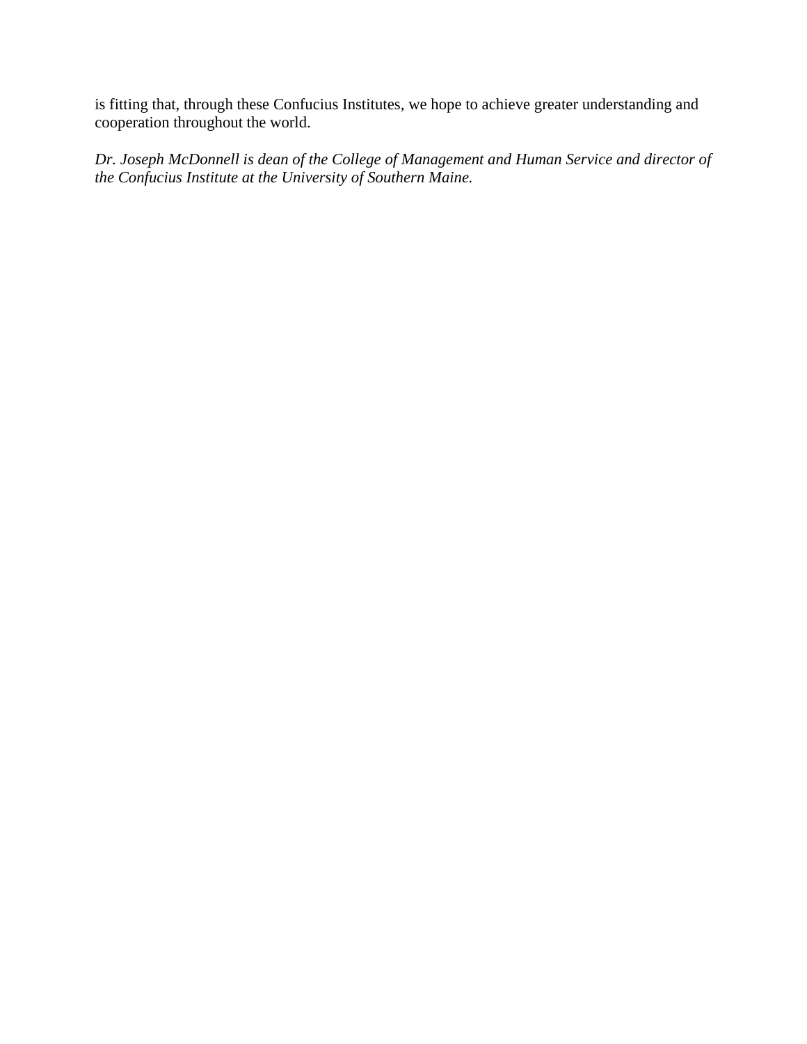is fitting that, through these Confucius Institutes, we hope to achieve greater understanding and cooperation throughout the world.

*Dr. Joseph McDonnell is dean of the College of Management and Human Service and director of the Confucius Institute at the University of Southern Maine.*